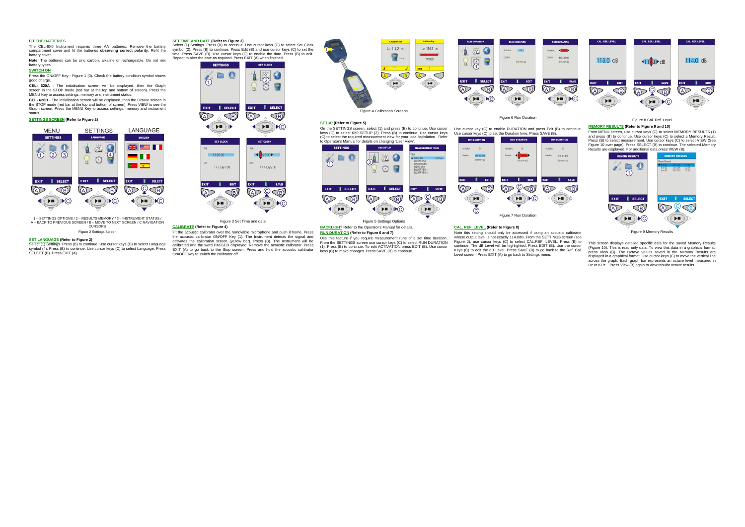## FIT THE BATTERIES

The CEL-6X0 Instrument requires three AA batteries. Remove the battery compartment cover and fit the batteries **observing correct polarity**. Refit the battery cover.

**Note**: The batteries can be zinc carbon, alkaline or rechargeable. Do not mix battery types.

## SWITCH ON

Press the ON/OFF Key - Figure 1 (3). Check the battery condition symbol shows good charge.

**CEL- 620A** - The initialisation screen will be displayed, then the Graph screen in the STOP mode (red bar at the top and bottom of screen). Press the MENU Key to access settings, memory and instrument status.

**CEL- 620B** - The initialisation screen will be displayed, then the Octave screen in the STOP mode (red bar at the top and bottom of screen). Press VIEW to see the Graph screen. Press the MENU Key to access settings, memory and instrument status.

## SETTINGS SCREEN (Refer to Figure 2)

MENU
SETTINGS
LANGUAGE

1 – SETTINGS OPTIONS / 2 – RESULTS MEMORY / 3 – INSTRUMENT STATUS / A – BACK TO PREVIOUS SCREEN / B – MOVE TO NEXT SCREEN / C NAVIGATION CURSORS

Figure 2 Settings Screen

## SET LANGUAGE (Refer to Figure 2)

Select (1) Settings. Press (B) to continue. Use cursor keys (C) to select Language symbol (4). Press (B) to continue. Use cursor keys (C) to select Language. Press SELECT (B). Press EXIT (A).

## SET TIME AND DATE (Refer to Figure 3)

Select (1) Settings. Press (B) to continue. Use cursor keys (C) to select Set Clock symbol (2). Press (B) to continue. Press Edit (B) and use cursor keys (C) to set the time. Press SAVE (B). Use cursor keys (C) to enable the date. Press (B) to edit. Repeat to alter the date as required. Press EXIT (A) when finished.

Figure 3 Set Time and date

## CALIBRATE (Refer to Figure 4)

Fit the acoustic calibrator over the removable microphone and push it home. Press the acoustic calibrator ON/OFF Key (1). The Instrument detects the signal and activates the calibration screen (yellow bar). Press (B). The Instrument will be calibrated and the word PASSED displayed. Remove the acoustic calibrator. Press EXIT (A) to go back to the Stop screen. Press and hold the acoustic calibrator ON/OFF Key to switch the calibrator off.

Figure 4 Calibration Screens

## SETUP (Refer to Figure 5)

On the SETTINGS screen, select (1) and press (B) to continue. Use cursor keys (C) to select 6X0 SETUP (2). Press (B) to continue. Use cursor keys (C) to select the required measurement view for your local legislation. Refer to Operator's Manual for details on changing 'User View'.

Figure 5 Settings Options

## BACKLIGHT

Refer to the Operator's Manual for details.

## RUN DURATION (Refer to Figure 6 and 7)

Use this feature if you require measurement runs of a set time duration. From the SETTINGS screen use cursor keys (C) to select RUN DURATION (1). Press (B) to continue. To edit ACTIVATION press EDIT (B). Use cursor keys (C) to make changes. Press SAVE (B) to continue.

Figure 6 Run Duration

Use cursor key (C) to enable DURATION and press Edit (B) to continue. Use cursor keys (C) to set the Duration time. Press SAVE (B).

Figure 7 Run Duration

## CAL. REF. LEVEL (Refer to Figure 8)

Note this setting should only be accessed if using an acoustic calibrator whose output level is not exactly 114.0dB. From the SETTINGS screen (see Figure 2), use cursor keys (C) to select CAL.REF. LEVEL. Press (B) to continue. The dB Level will be highlighted. Press EDIT (B). Use the cursor Keys (C) to edit the dB Level. Press SAVE (B) to go back to the Ref. Cal. Level screen. Press EXIT (A) to go back to Settings menu.

Figure 8 Cal. Ref. Level

## MEMORY RESULTS (Refer to Figure 9 and 10)

From MENU screen, use cursor keys (C) to select MEMORY RESULTS (1) and press (B) to continue. Use cursor keys (C) to select a Memory Result. Press (B) to select measurement. Use cursor keys (C) to select VIEW (See Figure 10 over page). Press SELECT (B) to continue. The selected Memory Results are displayed. For additional data press VIEW (B).

Figure 9 Memory Results

This screen displays detailed specific data for the saved Memory Results (Figure 10). This is read only data. To view this data in a graphical format, press View (B). The Octave values saved in the Memory Results are displayed in a graphical format. Use cursor keys (C) to move the vertical line across the graph. Each graph bar represents an octave level measured in Hz or KHz. Press View (B) again to view tabular octave results.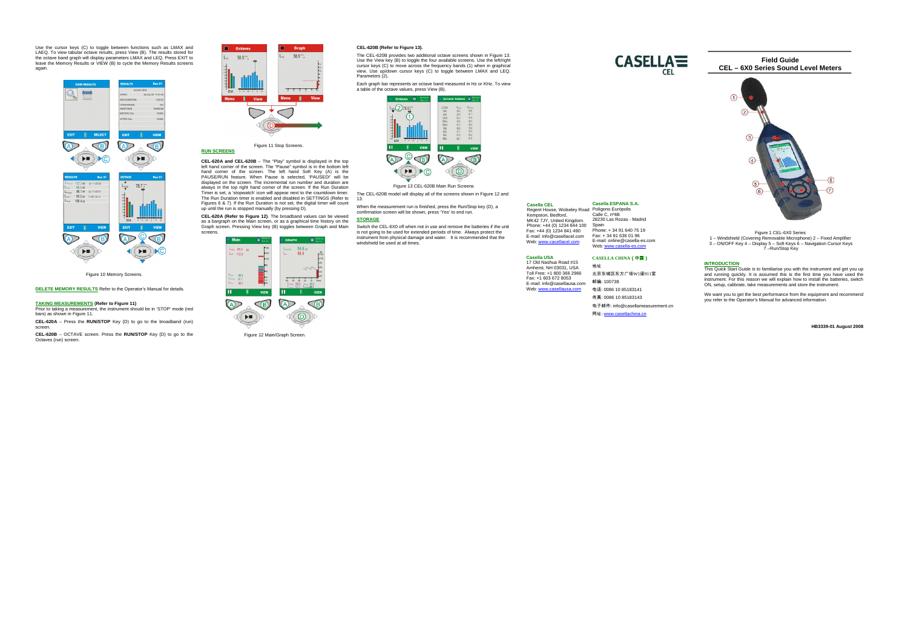Use the cursor keys (C) to toggle between functions such as LMAX and LAEQ. To view tabular octave results, press View (B). The results stored for the octave band graph will display parameters LMAX and LEQ. Press EXIT to leave the Memory Results or VIEW (B) to cycle the Memory Results screens again.

Figure 10 Memory Screens.

**DELETE MEMORY RESULTS** Refer to the Operator's Manual for details.

**TAKING MEASUREMENTS (Refer to Figure 11)**

Prior to taking a measurement, the instrument should be in 'STOP' mode (red bars) as shown in Figure 11.

**CEL-620A** – Press the **RUN/STOP** Key (D) to go to the broadband (run) screen.

**CEL-620B** – OCTAVE screen. Press the **RUN/STOP** Key (D) to go to the Octaves (run) screen.

Figure 11 Stop Screens.

**RUN SCREENS**

**CEL-620A and CEL-620B** – The "Play" symbol is displayed in the top left hand corner of the screen. The "Pause" symbol is in the bottom left hand corner of the screen. The left hand Soft Key (A) is the PAUSE/RUN feature. When Pause is selected, 'PAUSED!' will be displayed on the screen. The incremental run number and duration are always in the top right hand corner of the screen. If the Run Duration Timer is set, a 'stopwatch' icon will appear next to the countdown timer. The Run Duration timer is enabled and disabled in SETTINGS (Refer to Figures 6 & 7). If the Run Duration is not set, the digital timer will count up until the run is stopped manually (by pressing D).

**CEL-620A (Refer to Figure 12)**. The broadband values can be viewed as a bargraph on the Main screen, or as a graphical time history on the Graph screen. Pressing View key (B) toggles between Graph and Main screens.

Figure 12 Main/Graph Screen.

**CEL-620B (Refer to Figure 13).**

The CEL-620B provides two additional octave screens shown in Figure 13. Use the View key (B) to toggle the four available screens. Use the left/right cursor keys (C) to move across the frequency bands (1) when in graphical view. Use up/down cursor keys (C) to toggle between LMAX and LEQ. Parameters (2).

Each graph bar represents an octave band measured in Hz or KHz. To view a table of the octave values, press View (B).

Figure 13 CEL-620B Main Run Screens

The CEL-620B model will display all of the screens shown in Figure 12 and 13.

When the measurement run is finished, press the Run/Stop key (D), a confirmation screen will be shown, press 'Yes' to end run.

**STORAGE**

Switch the CEL-6X0 off when not in use and remove the batteries if the unit is not going to be used for extended periods of time. Always protect the instrument from physical damage and water. It is recommended that the windshield be used at all times.

**Casella CEL**
Regent House, Wolseley Road
Kempston, Bedford,
MK42 7JY, United Kingdom.
Phone: +44 (0) 1234 844 100
Fax: +44 (0) 1234 841 490
E-mail: info@casellacel.com
Web: www.casellacel.com

**Casella USA**
17 Old Nashua Road #15
Amherst, NH 03031, USA
Toll Free: +1 800 366 2966
Fax: +1 603 672 8053
E-mail: info@casellausa.com
Web: www.casellausa.com

**Casella ESPANA S.A.**
Polígono Európolis
Calle C, nº4B
28230 Las Rozas - Madrid
Spain
Phone: + 34 91 640 75 19
Fax: + 34 91 636 01 96
E-mail: online@casella-es.com
Web: www.casella-es.com

**CASELLA CHINA（中国）**
地址
北京东城区东方广场W1座911室
邮编: 100738
电话: 0086 10 85183141
传真: 0086 10 85183143
电子邮件: info@casellameasurement.cn
网址: www.casellachina.cn

CASELLA CEL

# Field Guide
# CEL – 6X0 Series Sound Level Meters

Figure 1 CEL-6X0 Series
1 – Windshield (Covering Removable Microphone) 2 – Fixed Amplifier
3 – ON/OFF Key 4 – Display 5 – Soft Keys 6 – Navigation Cursor Keys
7 –Run/Stop Key

**INTRODUCTION**

This Quick Start Guide is to familiarise you with the instrument and get you up and running quickly. It is assumed this is the first time you have used the instrument. For this reason we will explain how to install the batteries, switch ON, setup, calibrate, take measurements and store the instrument.

We want you to get the best performance from the equipment and recommend you refer to the Operator's Manual for advanced information.

HB3339-01 August 2008